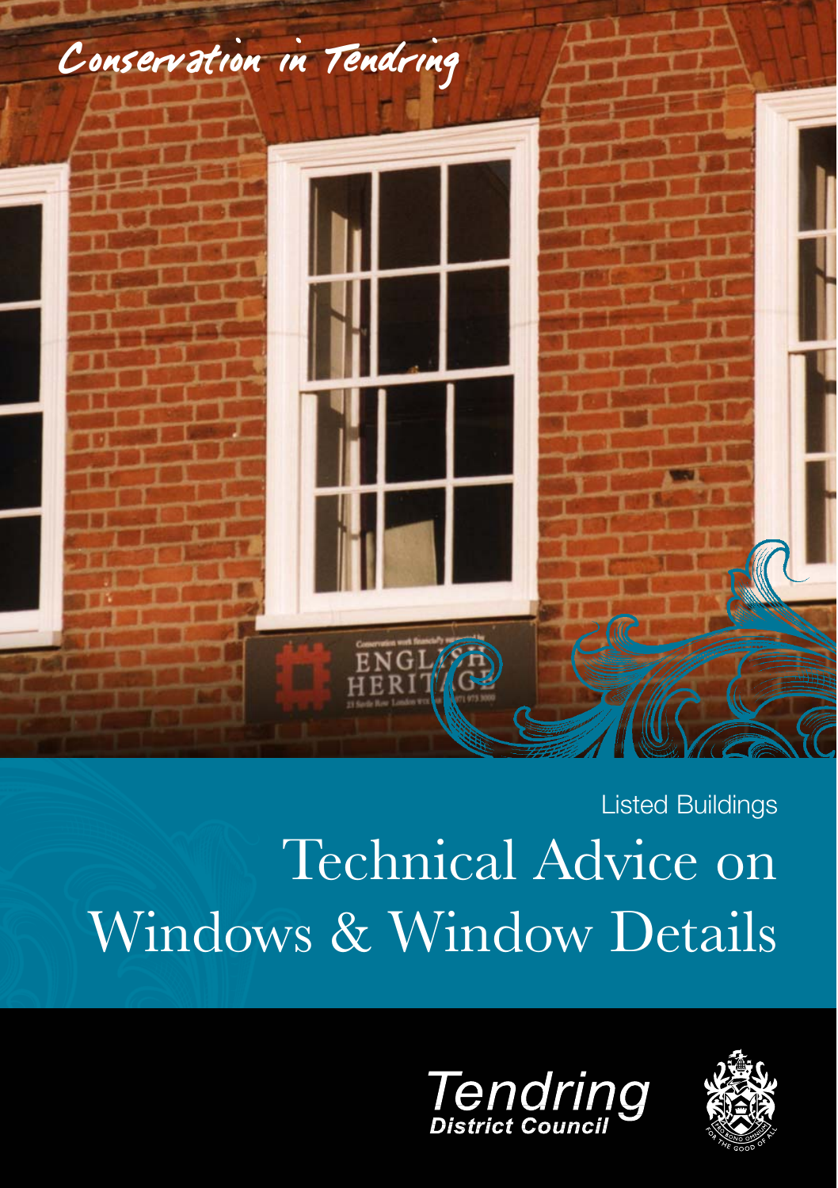Conservation in Tendring

Listed Buildings

# Technical Advice on Windows & Window Details

Tendring District Council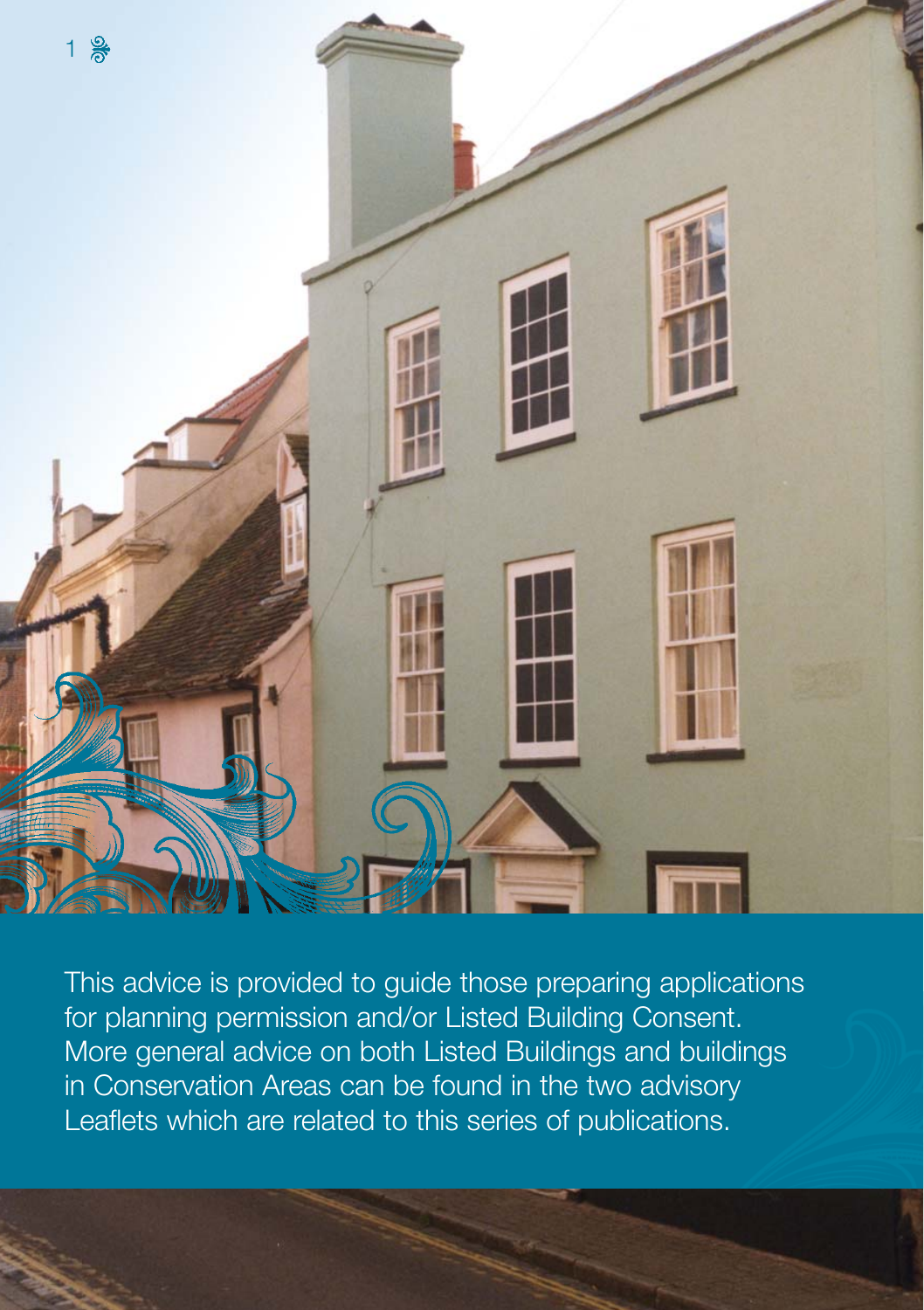This advice is provided to guide those preparing applications for planning permission and/or Listed Building Consent. More general advice on both Listed Buildings and buildings in Conservation Areas can be found in the two advisory Leaflets which are related to this series of publications.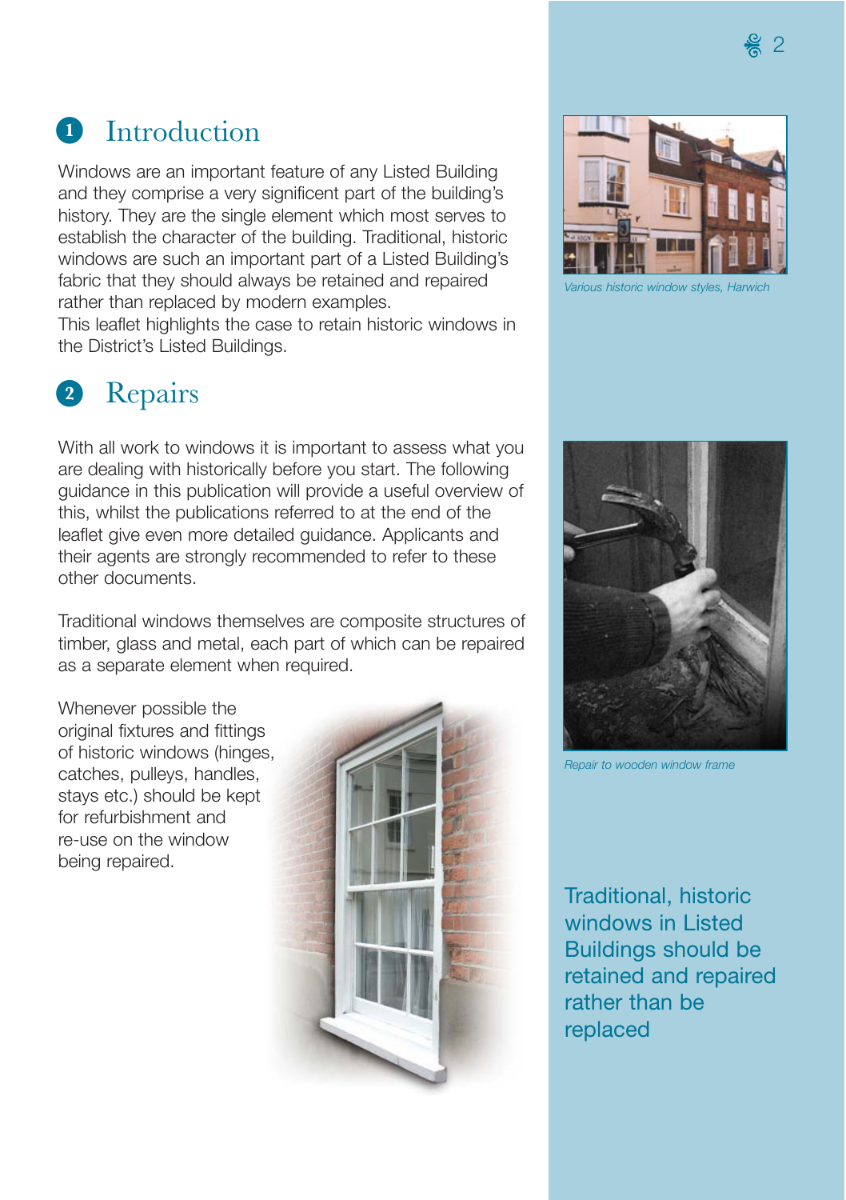## 1 Introduction

Windows are an important feature of any Listed Building and they comprise a very significant part of the building's history. They are the single element which most serves to establish the character of the building. Traditional, historic windows are such an important part of a Listed Building's fabric that they should always be retained and repaired rather than replaced by modern examples.
This leaflet highlights the case to retain historic windows in the District's Listed Buildings.

## 2 Repairs

With all work to windows it is important to assess what you are dealing with historically before you start. The following guidance in this publication will provide a useful overview of this, whilst the publications referred to at the end of the leaflet give even more detailed guidance. Applicants and their agents are strongly recommended to refer to these other documents.

Traditional windows themselves are composite structures of timber, glass and metal, each part of which can be repaired as a separate element when required.

Whenever possible the original fixtures and fittings of historic windows (hinges, catches, pulleys, handles, stays etc.) should be kept for refurbishment and re-use on the window being repaired.

*Various historic window styles, Harwich*

*Repair to wooden window frame*

Traditional, historic windows in Listed Buildings should be retained and repaired rather than be replaced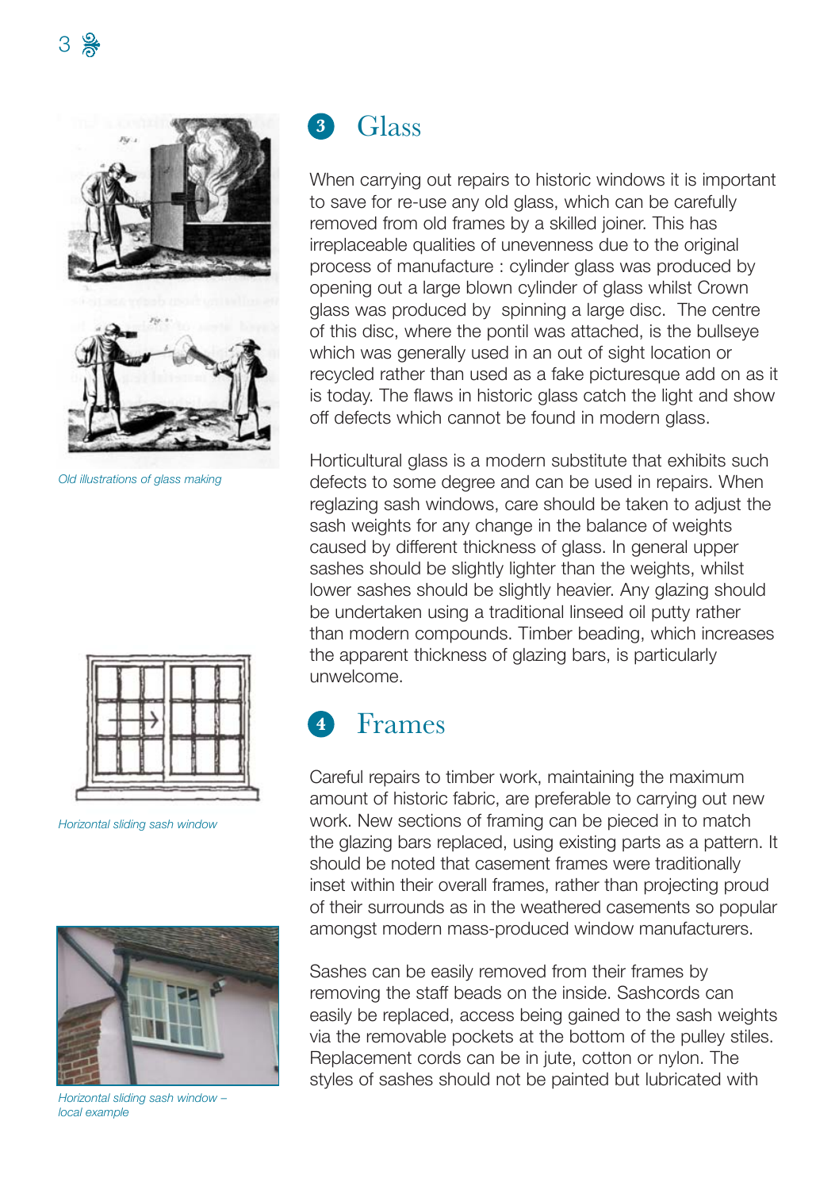Old illustrations of glass making

Horizontal sliding sash window

Horizontal sliding sash window – local example

## 3 Glass

When carrying out repairs to historic windows it is important to save for re-use any old glass, which can be carefully removed from old frames by a skilled joiner. This has irreplaceable qualities of unevenness due to the original process of manufacture : cylinder glass was produced by opening out a large blown cylinder of glass whilst Crown glass was produced by spinning a large disc. The centre of this disc, where the pontil was attached, is the bullseye which was generally used in an out of sight location or recycled rather than used as a fake picturesque add on as it is today. The flaws in historic glass catch the light and show off defects which cannot be found in modern glass.

Horticultural glass is a modern substitute that exhibits such defects to some degree and can be used in repairs. When reglazing sash windows, care should be taken to adjust the sash weights for any change in the balance of weights caused by different thickness of glass. In general upper sashes should be slightly lighter than the weights, whilst lower sashes should be slightly heavier. Any glazing should be undertaken using a traditional linseed oil putty rather than modern compounds. Timber beading, which increases the apparent thickness of glazing bars, is particularly unwelcome.

## 4 Frames

Careful repairs to timber work, maintaining the maximum amount of historic fabric, are preferable to carrying out new work. New sections of framing can be pieced in to match the glazing bars replaced, using existing parts as a pattern. It should be noted that casement frames were traditionally inset within their overall frames, rather than projecting proud of their surrounds as in the weathered casements so popular amongst modern mass-produced window manufacturers.

Sashes can be easily removed from their frames by removing the staff beads on the inside. Sashcords can easily be replaced, access being gained to the sash weights via the removable pockets at the bottom of the pulley stiles. Replacement cords can be in jute, cotton or nylon. The styles of sashes should not be painted but lubricated with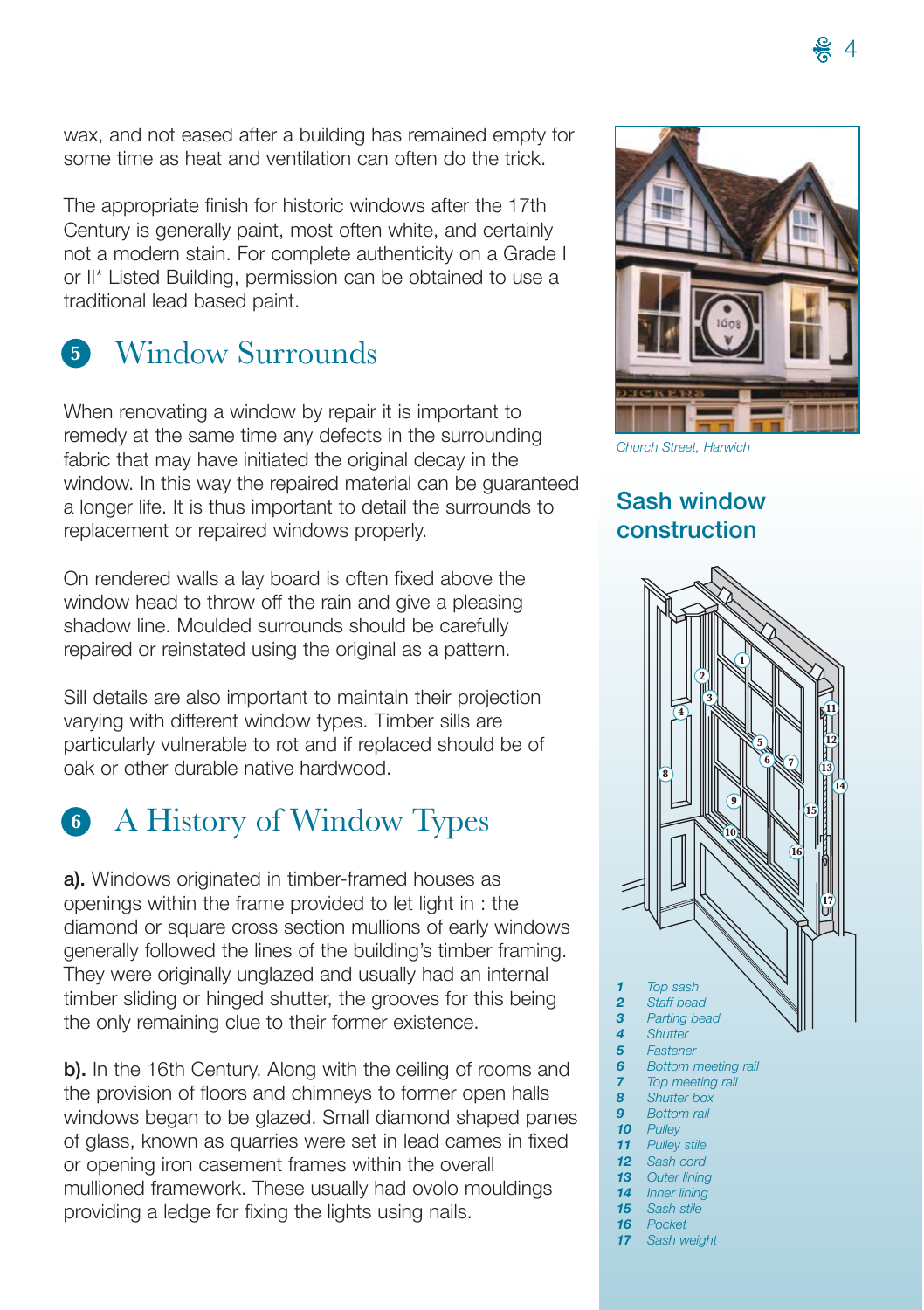wax, and not eased after a building has remained empty for some time as heat and ventilation can often do the trick.

The appropriate finish for historic windows after the 17th Century is generally paint, most often white, and certainly not a modern stain. For complete authenticity on a Grade I or II* Listed Building, permission can be obtained to use a traditional lead based paint.

## 5 Window Surrounds

When renovating a window by repair it is important to remedy at the same time any defects in the surrounding fabric that may have initiated the original decay in the window. In this way the repaired material can be guaranteed a longer life. It is thus important to detail the surrounds to replacement or repaired windows properly.

On rendered walls a lay board is often fixed above the window head to throw off the rain and give a pleasing shadow line. Moulded surrounds should be carefully repaired or reinstated using the original as a pattern.

Sill details are also important to maintain their projection varying with different window types. Timber sills are particularly vulnerable to rot and if replaced should be of oak or other durable native hardwood.

## 6 A History of Window Types

**a).** Windows originated in timber-framed houses as openings within the frame provided to let light in : the diamond or square cross section mullions of early windows generally followed the lines of the building's timber framing. They were originally unglazed and usually had an internal timber sliding or hinged shutter, the grooves for this being the only remaining clue to their former existence.

**b).** In the 16th Century. Along with the ceiling of rooms and the provision of floors and chimneys to former open halls windows began to be glazed. Small diamond shaped panes of glass, known as quarries were set in lead cames in fixed or opening iron casement frames within the overall mullioned framework. These usually had ovolo mouldings providing a ledge for fixing the lights using nails.

*Church Street, Harwich*

### Sash window construction

1. *Top sash*
2. *Staff bead*
3. *Parting bead*
4. *Shutter*
5. *Fastener*
6. *Bottom meeting rail*
7. *Top meeting rail*
8. *Shutter box*
9. *Bottom rail*
10. *Pulley*
11. *Pulley stile*
12. *Sash cord*
13. *Outer lining*
14. *Inner lining*
15. *Sash stile*
16. *Pocket*
17. *Sash weight*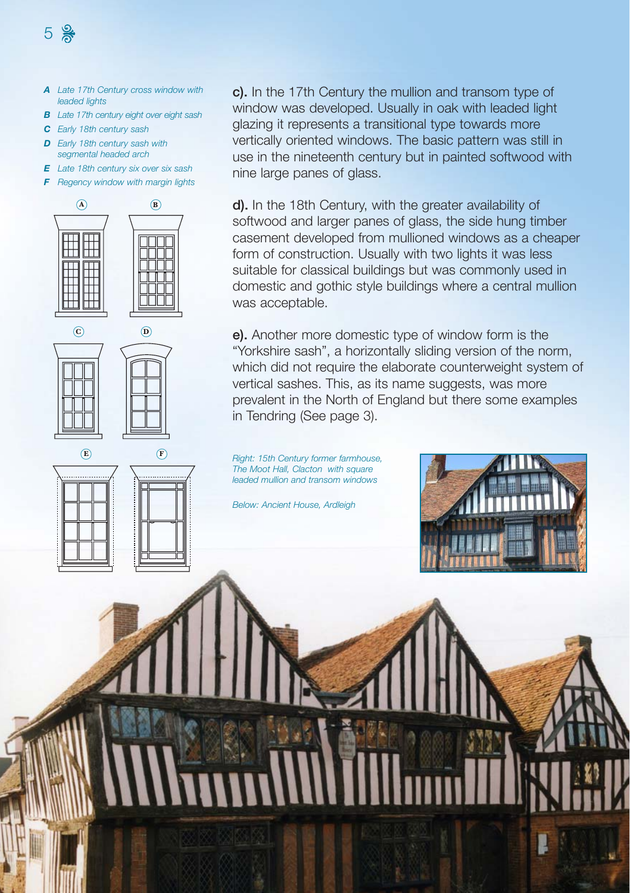- ***A*** *Late 17th Century cross window with leaded lights*
- ***B*** *Late 17th century eight over eight sash*
- ***C*** *Early 18th century sash*
- ***D*** *Early 18th century sash with segmental headed arch*
- ***E*** *Late 18th century six over six sash*
- ***F*** *Regency window with margin lights*

**c).** In the 17th Century the mullion and transom type of window was developed. Usually in oak with leaded light glazing it represents a transitional type towards more vertically oriented windows. The basic pattern was still in use in the nineteenth century but in painted softwood with nine large panes of glass.

**d).** In the 18th Century, with the greater availability of softwood and larger panes of glass, the side hung timber casement developed from mullioned windows as a cheaper form of construction. Usually with two lights it was less suitable for classical buildings but was commonly used in domestic and gothic style buildings where a central mullion was acceptable.

**e).** Another more domestic type of window form is the "Yorkshire sash", a horizontally sliding version of the norm, which did not require the elaborate counterweight system of vertical sashes. This, as its name suggests, was more prevalent in the North of England but there some examples in Tendring (See page 3).

*Right: 15th Century former farmhouse, The Moot Hall, Clacton with square leaded mullion and transom windows*

*Below: Ancient House, Ardleigh*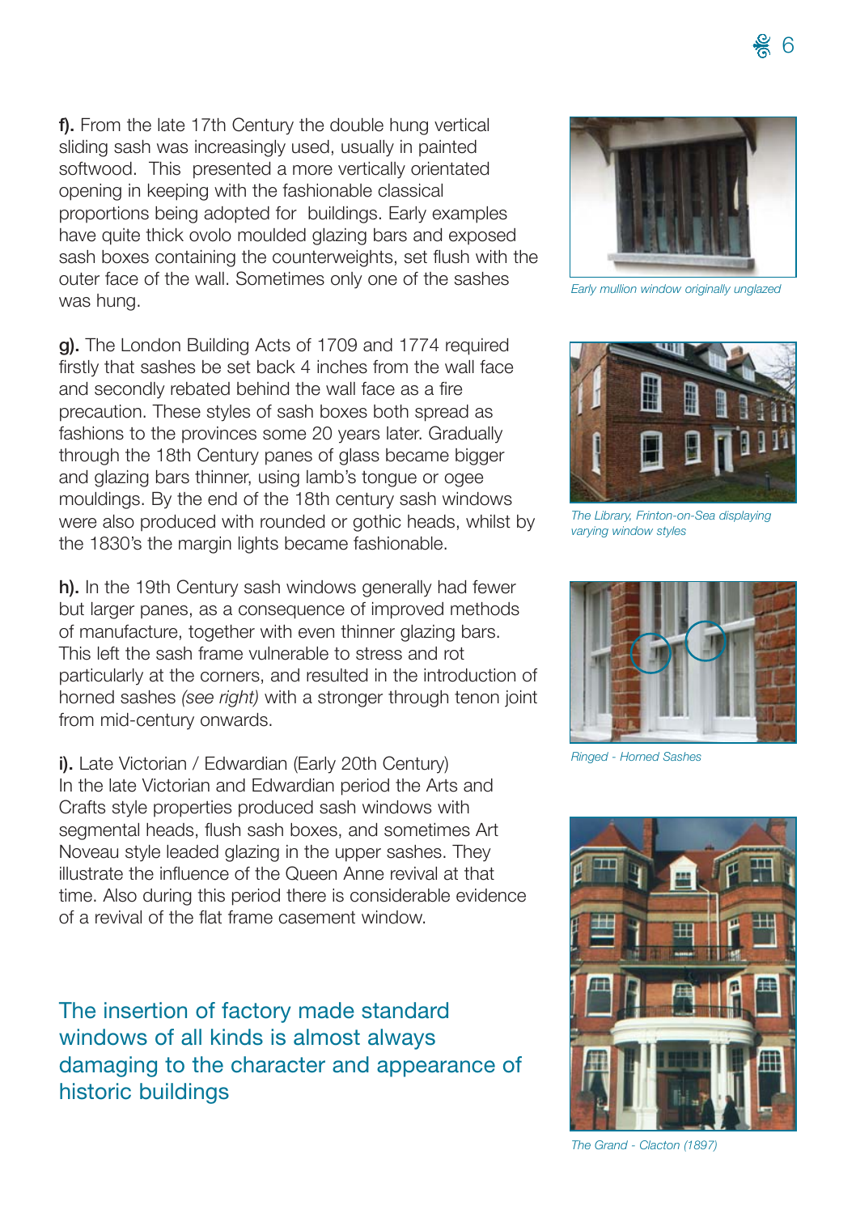**f).** From the late 17th Century the double hung vertical sliding sash was increasingly used, usually in painted softwood. This presented a more vertically orientated opening in keeping with the fashionable classical proportions being adopted for buildings. Early examples have quite thick ovolo moulded glazing bars and exposed sash boxes containing the counterweights, set flush with the outer face of the wall. Sometimes only one of the sashes was hung.

**g).** The London Building Acts of 1709 and 1774 required firstly that sashes be set back 4 inches from the wall face and secondly rebated behind the wall face as a fire precaution. These styles of sash boxes both spread as fashions to the provinces some 20 years later. Gradually through the 18th Century panes of glass became bigger and glazing bars thinner, using lamb's tongue or ogee mouldings. By the end of the 18th century sash windows were also produced with rounded or gothic heads, whilst by the 1830's the margin lights became fashionable.

**h).** In the 19th Century sash windows generally had fewer but larger panes, as a consequence of improved methods of manufacture, together with even thinner glazing bars. This left the sash frame vulnerable to stress and rot particularly at the corners, and resulted in the introduction of horned sashes *(see right)* with a stronger through tenon joint from mid-century onwards.

**i).** Late Victorian / Edwardian (Early 20th Century)
In the late Victorian and Edwardian period the Arts and Crafts style properties produced sash windows with segmental heads, flush sash boxes, and sometimes Art Noveau style leaded glazing in the upper sashes. They illustrate the influence of the Queen Anne revival at that time. Also during this period there is considerable evidence of a revival of the flat frame casement window.

## The insertion of factory made standard windows of all kinds is almost always damaging to the character and appearance of historic buildings

*Early mullion window originally unglazed*

*The Library, Frinton-on-Sea displaying varying window styles*

*Ringed - Horned Sashes*

*The Grand - Clacton (1897)*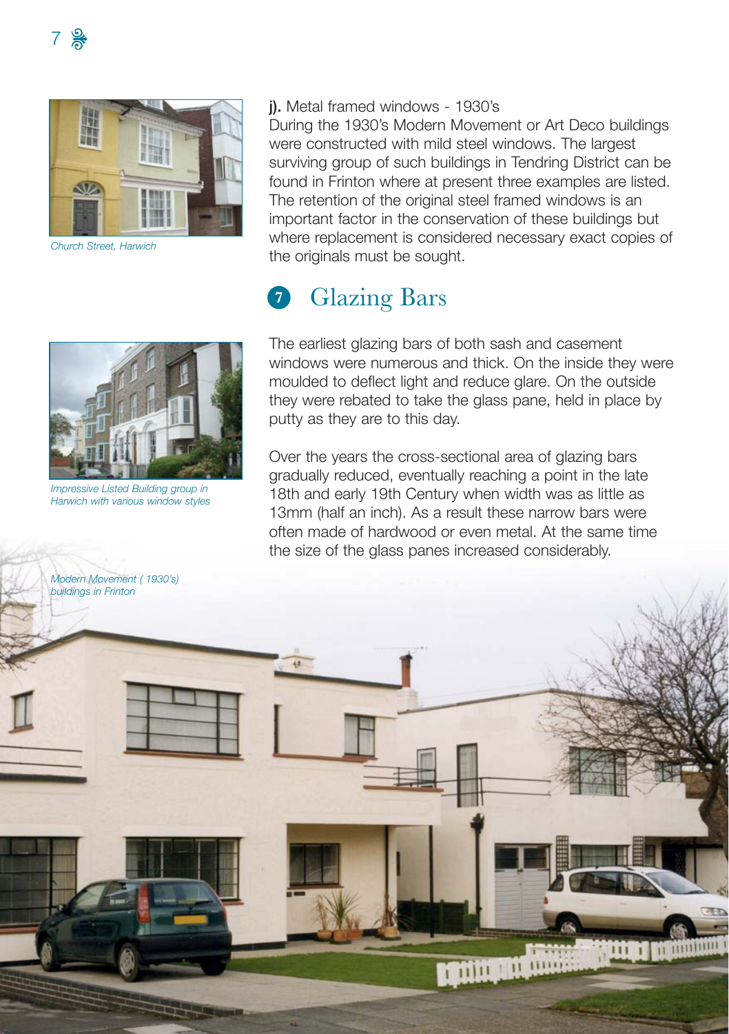*Church Street, Harwich*

**j).** Metal framed windows - 1930's

During the 1930's Modern Movement or Art Deco buildings were constructed with mild steel windows. The largest surviving group of such buildings in Tendring District can be found in Frinton where at present three examples are listed. The retention of the original steel framed windows is an important factor in the conservation of these buildings but where replacement is considered necessary exact copies of the originals must be sought.

*Impressive Listed Building group in Harwich with various window styles*

## 7 Glazing Bars

The earliest glazing bars of both sash and casement windows were numerous and thick. On the inside they were moulded to deflect light and reduce glare. On the outside they were rebated to take the glass pane, held in place by putty as they are to this day.

Over the years the cross-sectional area of glazing bars gradually reduced, eventually reaching a point in the late 18th and early 19th Century when width was as little as 13mm (half an inch). As a result these narrow bars were often made of hardwood or even metal. At the same time the size of the glass panes increased considerably.

*Modern Movement ( 1930's) buildings in Frinton*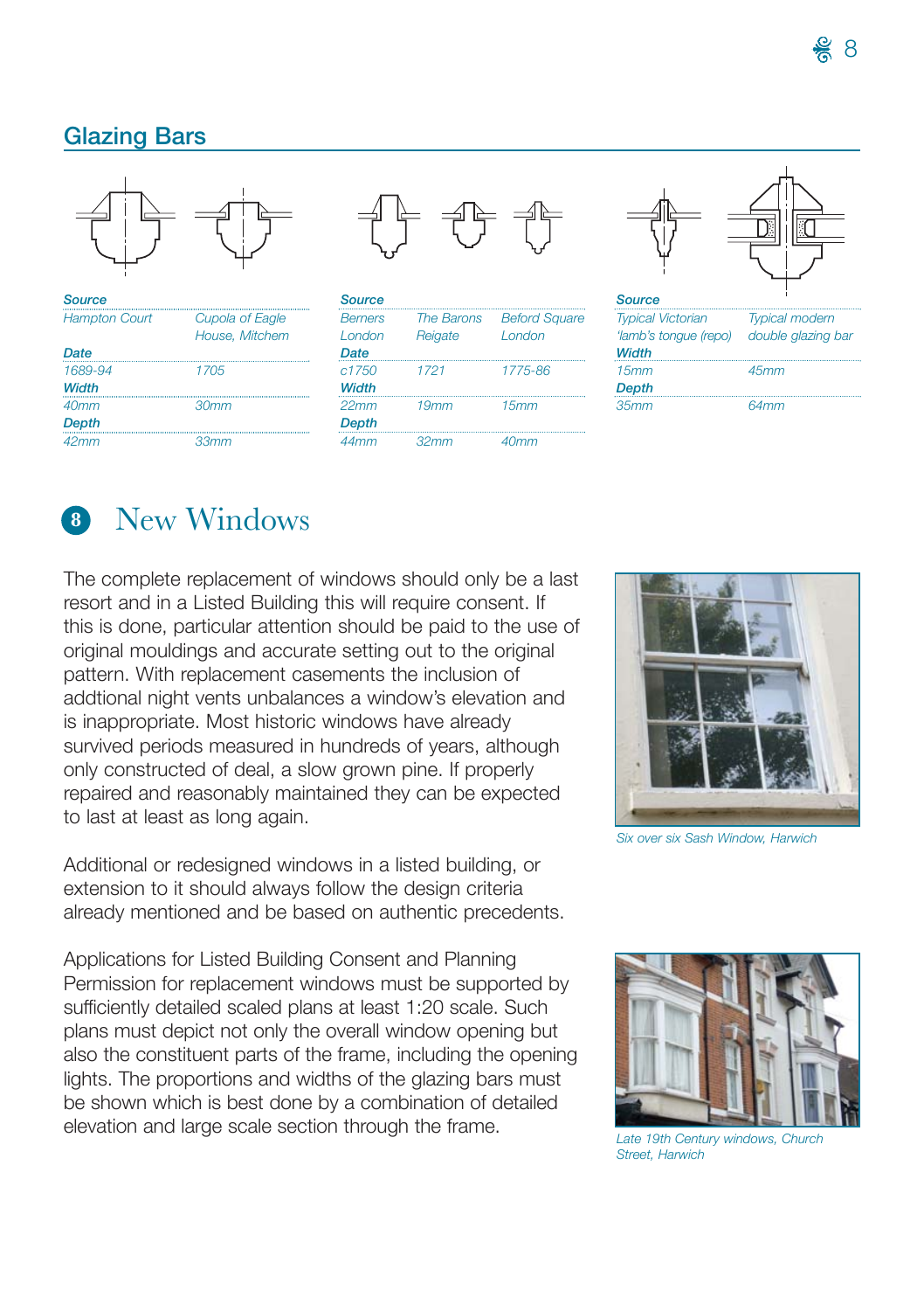## Glazing Bars

| Source | |
|---|---|
| Hampton Court | Cupola of Eagle House, Mitcham |
| **Date** | |
| 1689-94 | 1705 |
| **Width** | |
| 40mm | 30mm |
| **Depth** | |
| 42mm | 33mm |

| Source | | |
|---|---|---|
| Berners London | The Barons Reigate | Beford Square London |
| **Date** | | |
| c1750 | 1721 | 1775-86 |
| **Width** | | |
| 22mm | 19mm | 15mm |
| **Depth** | | |
| 44mm | 32mm | 40mm |

| Source | |
|---|---|
| Typical Victorian 'lamb's tongue (repo) | Typical modern double glazing bar |
| **Width** | |
| 15mm | 45mm |
| **Depth** | |
| 35mm | 64mm |

## 8 New Windows

The complete replacement of windows should only be a last resort and in a Listed Building this will require consent. If this is done, particular attention should be paid to the use of original mouldings and accurate setting out to the original pattern. With replacement casements the inclusion of addtional night vents unbalances a window's elevation and is inappropriate. Most historic windows have already survived periods measured in hundreds of years, although only constructed of deal, a slow grown pine. If properly repaired and reasonably maintained they can be expected to last at least as long again.

Additional or redesigned windows in a listed building, or extension to it should always follow the design criteria already mentioned and be based on authentic precedents.

Applications for Listed Building Consent and Planning Permission for replacement windows must be supported by sufficiently detailed scaled plans at least 1:20 scale. Such plans must depict not only the overall window opening but also the constituent parts of the frame, including the opening lights. The proportions and widths of the glazing bars must be shown which is best done by a combination of detailed elevation and large scale section through the frame.

*Six over six Sash Window, Harwich*

*Late 19th Century windows, Church Street, Harwich*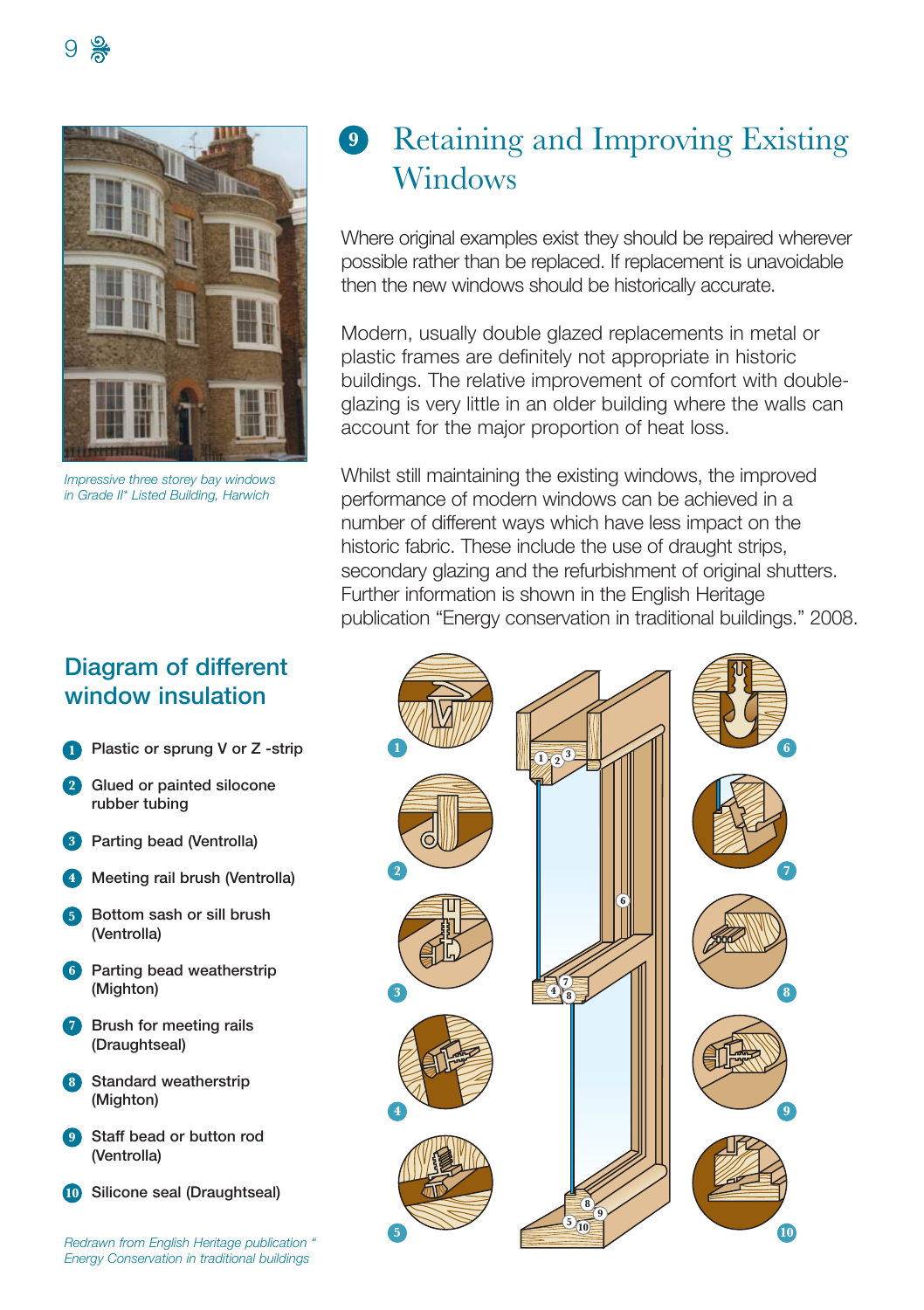Impressive three storey bay windows in Grade II* Listed Building, Harwich

## 9 Retaining and Improving Existing Windows

Where original examples exist they should be repaired wherever possible rather than be replaced. If replacement is unavoidable then the new windows should be historically accurate.

Modern, usually double glazed replacements in metal or plastic frames are definitely not appropriate in historic buildings. The relative improvement of comfort with double-glazing is very little in an older building where the walls can account for the major proportion of heat loss.

Whilst still maintaining the existing windows, the improved performance of modern windows can be achieved in a number of different ways which have less impact on the historic fabric. These include the use of draught strips, secondary glazing and the refurbishment of original shutters. Further information is shown in the English Heritage publication "Energy conservation in traditional buildings." 2008.

### Diagram of different window insulation

1. Plastic or sprung V or Z -strip
2. Glued or painted silocone rubber tubing
3. Parting bead (Ventrolla)
4. Meeting rail brush (Ventrolla)
5. Bottom sash or sill brush (Ventrolla)
6. Parting bead weatherstrip (Mighton)
7. Brush for meeting rails (Draughtseal)
8. Standard weatherstrip (Mighton)
9. Staff bead or button rod (Ventrolla)
10. Silicone seal (Draughtseal)

*Redrawn from English Heritage publication " Energy Conservation in traditional buildings*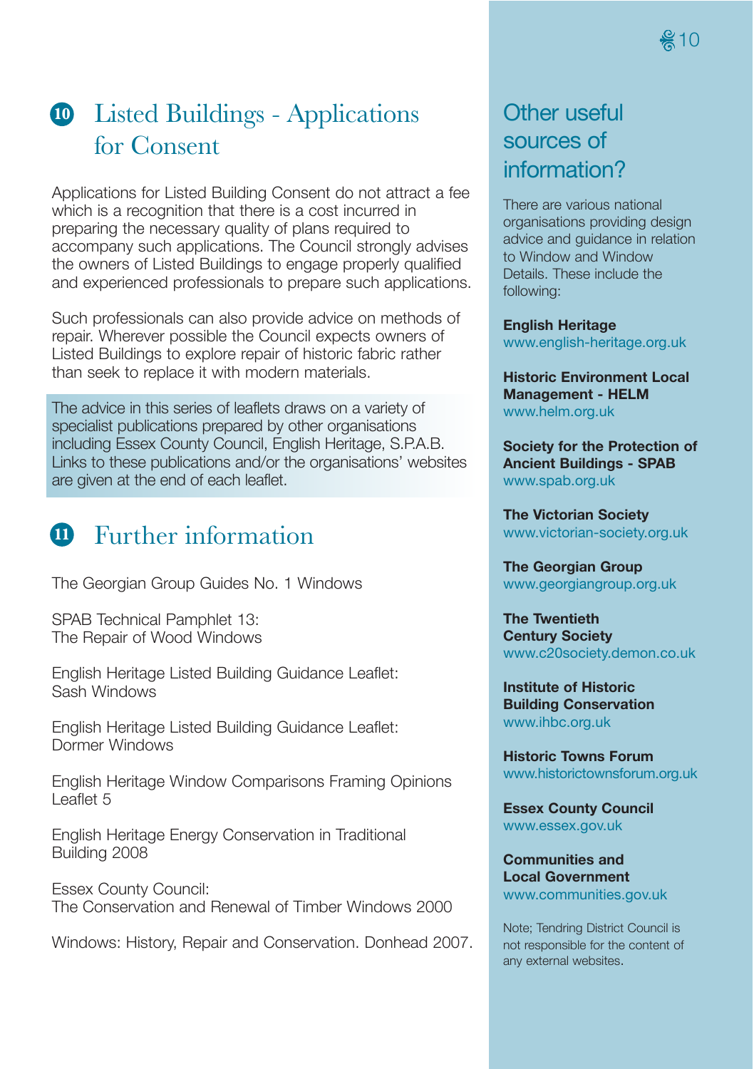## 10 Listed Buildings - Applications for Consent

Applications for Listed Building Consent do not attract a fee which is a recognition that there is a cost incurred in preparing the necessary quality of plans required to accompany such applications. The Council strongly advises the owners of Listed Buildings to engage properly qualified and experienced professionals to prepare such applications.

Such professionals can also provide advice on methods of repair. Wherever possible the Council expects owners of Listed Buildings to explore repair of historic fabric rather than seek to replace it with modern materials.

The advice in this series of leaflets draws on a variety of specialist publications prepared by other organisations including Essex County Council, English Heritage, S.P.A.B. Links to these publications and/or the organisations' websites are given at the end of each leaflet.

## 11 Further information

The Georgian Group Guides No. 1 Windows

SPAB Technical Pamphlet 13:
The Repair of Wood Windows

English Heritage Listed Building Guidance Leaflet:
Sash Windows

English Heritage Listed Building Guidance Leaflet:
Dormer Windows

English Heritage Window Comparisons Framing Opinions Leaflet 5

English Heritage Energy Conservation in Traditional Building 2008

Essex County Council:
The Conservation and Renewal of Timber Windows 2000

Windows: History, Repair and Conservation. Donhead 2007.

## Other useful sources of information?

There are various national organisations providing design advice and guidance in relation to Window and Window Details. These include the following:

**English Heritage**
www.english-heritage.org.uk

**Historic Environment Local Management - HELM**
www.helm.org.uk

**Society for the Protection of Ancient Buildings - SPAB**
www.spab.org.uk

**The Victorian Society**
www.victorian-society.org.uk

**The Georgian Group**
www.georgiangroup.org.uk

**The Twentieth Century Society**
www.c20society.demon.co.uk

**Institute of Historic Building Conservation**
www.ihbc.org.uk

**Historic Towns Forum**
www.historictownsforum.org.uk

**Essex County Council**
www.essex.gov.uk

**Communities and Local Government**
www.communities.gov.uk

Note; Tendring District Council is not responsible for the content of any external websites.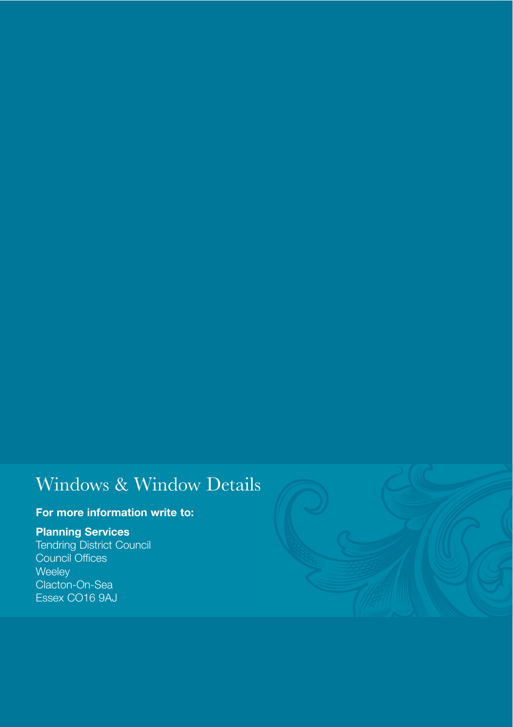# Windows & Window Details

**For more information write to:**

**Planning Services**
Tendring District Council
Council Offices
Weeley
Clacton-On-Sea
Essex CO16 9AJ